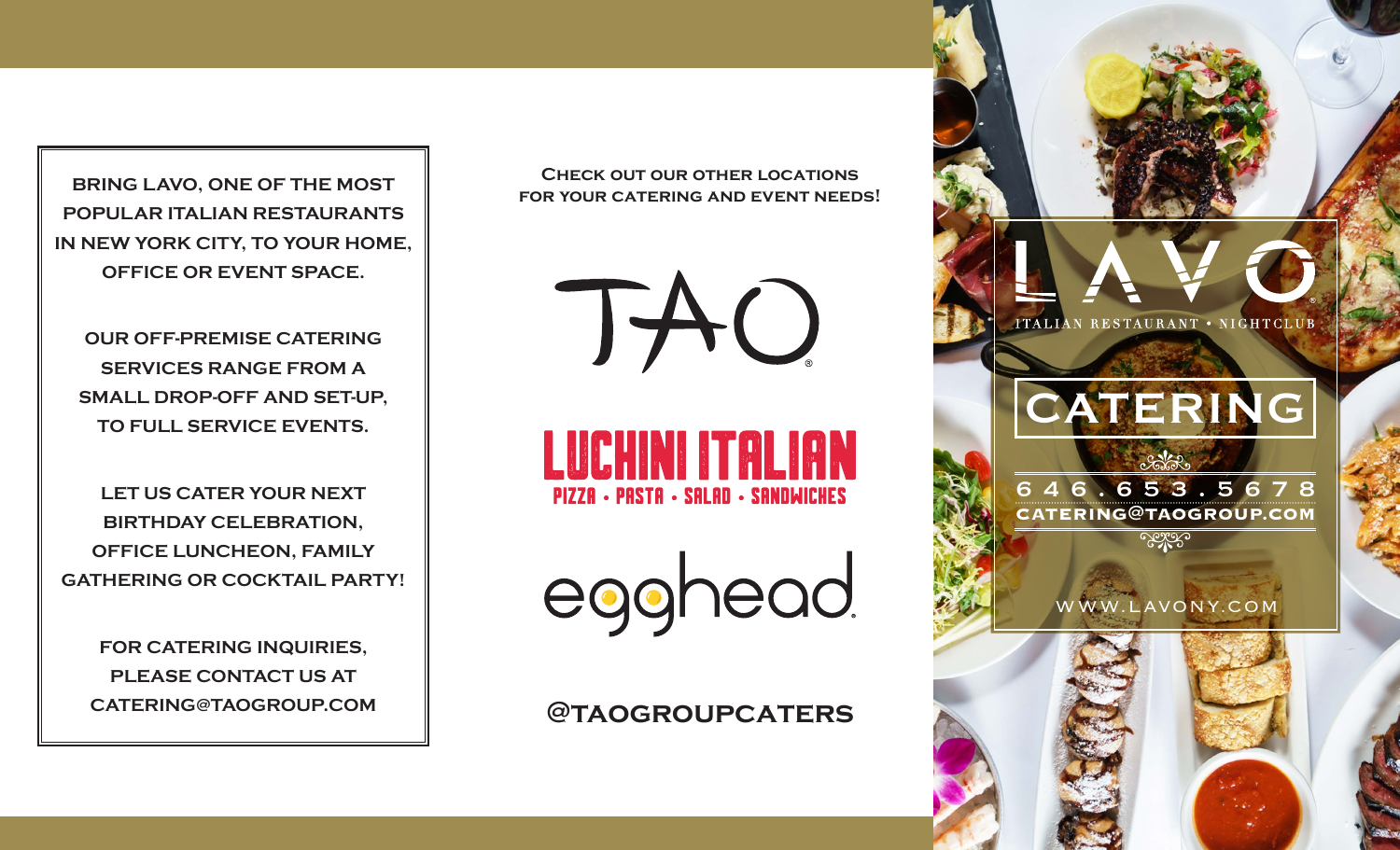BRING LAVO, ONE OF THE MOST POPULAR ITALIAN RESTAURANTS IN NEW YORK CITY, TO YOUR HOME, OFFICE OR EVENT SPACE.

OUR OFF-PREMISE CATERING SERVICES RANGE FROM A SMALL DROP-OFF AND SET-UP, TO FULL SERVICE EVENTS.

LET US CATER YOUR NEXT BIRTHDAY CELEBRATION, OFFICE LUNCHEON, FAMILY GATHERING OR COCKTAIL PARTY!

FOR CATERING INQUIRIES, PLEASE CONTACT US AT CATERING@TAOGROUP.COM

Check out our other locations for your catering and event needs!

TAO®

LUCHINI ITALIAN

PIZZA • PASTA • SALAD • SANDWICHES

egghead.

@TAOGROUPCATERS

# LAVO®

ITALIAN RESTAURANT • NIGHTCLUB

## CATERING

646.653.5678

CATERING@TAOGROUP.COM

WWW.LAVONY.COM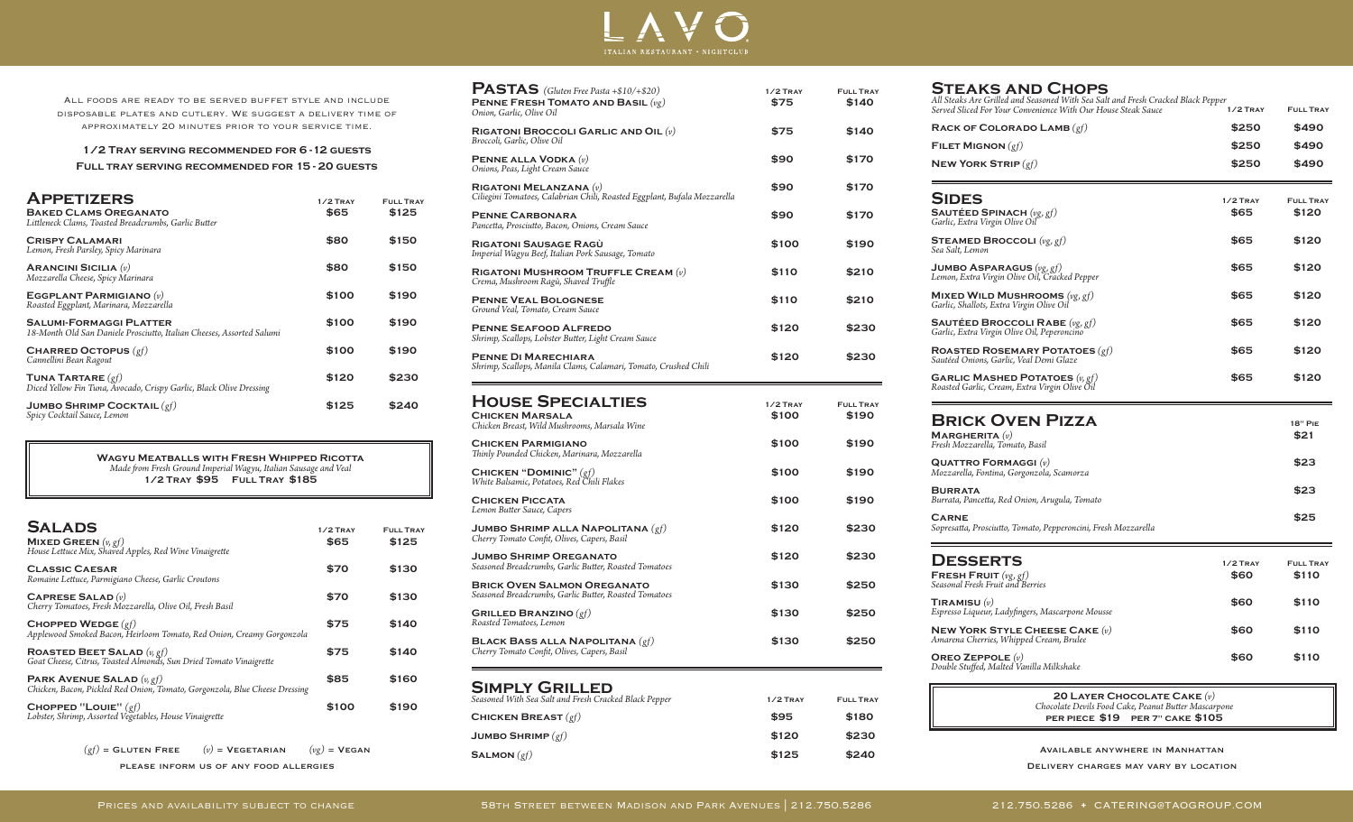# LAVO

ITALIAN RESTAURANT • NIGHTCLUB

All foods are ready to be served buffet style and include disposable plates and cutlery. We suggest a delivery time of approximately 20 minutes prior to your service time.

**1/2 Tray serving recommended for 6-12 guests**
**Full tray serving recommended for 15-20 guests**

## Appetizers

| | 1/2 Tray | Full Tray |
|---|---|---|
| **Baked Clams Oreganato**<br>*Littleneck Clams, Toasted Breadcrumbs, Garlic Butter* | $65 | $125 |
| **Crispy Calamari**<br>*Lemon, Fresh Parsley, Spicy Marinara* | $80 | $150 |
| **Arancini Sicilia** *(v)*<br>*Mozzarella Cheese, Spicy Marinara* | $80 | $150 |
| **Eggplant Parmigiano** *(v)*<br>*Roasted Eggplant, Marinara, Mozzarella* | $100 | $190 |
| **Salumi-Formaggi Platter**<br>*18-Month Old San Daniele Prosciutto, Italian Cheeses, Assorted Salumi* | $100 | $190 |
| **Charred Octopus** *(gf)*<br>*Cannellini Bean Ragout* | $100 | $190 |
| **Tuna Tartare** *(gf)*<br>*Diced Yellow Fin Tuna, Avocado, Crispy Garlic, Black Olive Dressing* | $120 | $230 |
| **Jumbo Shrimp Cocktail** *(gf)*<br>*Spicy Cocktail Sauce, Lemon* | $125 | $240 |

**Wagyu Meatballs with Fresh Whipped Ricotta**
*Made from Fresh Ground Imperial Wagyu, Italian Sausage and Veal*
**1/2 Tray $95   Full Tray $185**

## Salads

| | 1/2 Tray | Full Tray |
|---|---|---|
| **Mixed Green** *(v, gf)*<br>*House Lettuce Mix, Shaved Apples, Red Wine Vinaigrette* | $65 | $125 |
| **Classic Caesar**<br>*Romaine Lettuce, Parmigiano Cheese, Garlic Croutons* | $70 | $130 |
| **Caprese Salad** *(v)*<br>*Cherry Tomatoes, Fresh Mozzarella, Olive Oil, Fresh Basil* | $70 | $130 |
| **Chopped Wedge** *(gf)*<br>*Applewood Smoked Bacon, Heirloom Tomato, Red Onion, Creamy Gorgonzola* | $75 | $140 |
| **Roasted Beet Salad** *(v, gf)*<br>*Goat Cheese, Citrus, Toasted Almonds, Sun Dried Tomato Vinaigrette* | $75 | $140 |
| **Park Avenue Salad** *(v, gf)*<br>*Chicken, Bacon, Pickled Red Onion, Tomato, Gorgonzola, Blue Cheese Dressing* | $85 | $160 |
| **Chopped "Louie"** *(gf)*<br>*Lobster, Shrimp, Assorted Vegetables, House Vinaigrette* | $100 | $190 |

*(gf)* = Gluten Free   *(v)* = Vegetarian   *(vg)* = Vegan

Please inform us of any food allergies

## Pastas *(Gluten Free Pasta +$10/+$20)*

| | 1/2 Tray | Full Tray |
|---|---|---|
| **Penne Fresh Tomato and Basil** *(vg)*<br>*Onion, Garlic, Olive Oil* | $75 | $140 |
| **Rigatoni Broccoli Garlic and Oil** *(v)*<br>*Broccoli, Garlic, Olive Oil* | $75 | $140 |
| **Penne alla Vodka** *(v)*<br>*Onions, Peas, Light Cream Sauce* | $90 | $170 |
| **Rigatoni Melanzana** *(v)*<br>*Ciliegini Tomatoes, Calabrian Chili, Roasted Eggplant, Bufala Mozzarella* | $90 | $170 |
| **Penne Carbonara**<br>*Pancetta, Prosciutto, Bacon, Onions, Cream Sauce* | $90 | $170 |
| **Rigatoni Sausage Ragù**<br>*Imperial Wagyu Beef, Italian Pork Sausage, Tomato* | $100 | $190 |
| **Rigatoni Mushroom Truffle Cream** *(v)*<br>*Crema, Mushroom Ragù, Shaved Truffle* | $110 | $210 |
| **Penne Veal Bolognese**<br>*Ground Veal, Tomato, Cream Sauce* | $110 | $210 |
| **Penne Seafood Alfredo**<br>*Shrimp, Scallops, Lobster Butter, Light Cream Sauce* | $120 | $230 |
| **Penne Di Marechiara**<br>*Shrimp, Scallops, Manila Clams, Calamari, Tomato, Crushed Chili* | $120 | $230 |

## House Specialties

| | 1/2 Tray | Full Tray |
|---|---|---|
| **Chicken Marsala**<br>*Chicken Breast, Wild Mushrooms, Marsala Wine* | $100 | $190 |
| **Chicken Parmigiano**<br>*Thinly Pounded Chicken, Marinara, Mozzarella* | $100 | $190 |
| **Chicken "Dominic"** *(gf)*<br>*White Balsamic, Potatoes, Red Chili Flakes* | $100 | $190 |
| **Chicken Piccata**<br>*Lemon Butter Sauce, Capers* | $100 | $190 |
| **Jumbo Shrimp alla Napolitana** *(gf)*<br>*Cherry Tomato Confit, Olives, Capers, Basil* | $120 | $230 |
| **Jumbo Shrimp Oreganato**<br>*Seasoned Breadcrumbs, Garlic Butter, Roasted Tomatoes* | $120 | $230 |
| **Brick Oven Salmon Oreganato**<br>*Seasoned Breadcrumbs, Garlic Butter, Roasted Tomatoes* | $130 | $250 |
| **Grilled Branzino** *(gf)*<br>*Roasted Tomatoes, Lemon* | $130 | $250 |
| **Black Bass alla Napolitana** *(gf)*<br>*Cherry Tomato Confit, Olives, Capers, Basil* | $130 | $250 |

## Simply Grilled

*Seasoned With Sea Salt and Fresh Cracked Black Pepper*

| | 1/2 Tray | Full Tray |
|---|---|---|
| **Chicken Breast** *(gf)* | $95 | $180 |
| **Jumbo Shrimp** *(gf)* | $120 | $230 |
| **Salmon** *(gf)* | $125 | $240 |

## Steaks and Chops

*All Steaks Are Grilled and Seasoned With Sea Salt and Fresh Cracked Black Pepper*
*Served Sliced For Your Convenience With Our House Steak Sauce*

| | 1/2 Tray | Full Tray |
|---|---|---|
| **Rack of Colorado Lamb** *(gf)* | $250 | $490 |
| **Filet Mignon** *(gf)* | $250 | $490 |
| **New York Strip** *(gf)* | $250 | $490 |

## Sides

| | 1/2 Tray | Full Tray |
|---|---|---|
| **Sautéed Spinach** *(vg, gf)*<br>*Garlic, Extra Virgin Olive Oil* | $65 | $120 |
| **Steamed Broccoli** *(vg, gf)*<br>*Sea Salt, Lemon* | $65 | $120 |
| **Jumbo Asparagus** *(vg, gf)*<br>*Lemon, Extra Virgin Olive Oil, Cracked Pepper* | $65 | $120 |
| **Mixed Wild Mushrooms** *(vg, gf)*<br>*Garlic, Shallots, Extra Virgin Olive Oil* | $65 | $120 |
| **Sautéed Broccoli Rabe** *(vg, gf)*<br>*Garlic, Extra Virgin Olive Oil, Peperoncino* | $65 | $120 |
| **Roasted Rosemary Potatoes** *(gf)*<br>*Sautéed Onions, Garlic, Veal Demi Glaze* | $65 | $120 |
| **Garlic Mashed Potatoes** *(v, gf)*<br>*Roasted Garlic, Cream, Extra Virgin Olive Oil* | $65 | $120 |

## Brick Oven Pizza

| | 18" Pie |
|---|---|
| **Margherita** *(v)*<br>*Fresh Mozzarella, Tomato, Basil* | $21 |
| **Quattro Formaggi** *(v)*<br>*Mozzarella, Fontina, Gorgonzola, Scamorza* | $23 |
| **Burrata**<br>*Burrata, Pancetta, Red Onion, Arugula, Tomato* | $23 |
| **Carne**<br>*Sopresatta, Prosciutto, Tomato, Pepperoncini, Fresh Mozzarella* | $25 |

## Desserts

| | 1/2 Tray | Full Tray |
|---|---|---|
| **Fresh Fruit** *(vg, gf)*<br>*Seasonal Fresh Fruit and Berries* | $60 | $110 |
| **Tiramisu** *(v)*<br>*Espresso Liqueur, Ladyfingers, Mascarpone Mousse* | $60 | $110 |
| **New York Style Cheese Cake** *(v)*<br>*Amarena Cherries, Whipped Cream, Brulee* | $60 | $110 |
| **Oreo Zeppole** *(v)*<br>*Double Stuffed, Malted Vanilla Milkshake* | $60 | $110 |

**20 Layer Chocolate Cake** *(v)*
*Chocolate Devils Food Cake, Peanut Butter Mascarpone*
**per piece $19   per 7" cake $105**

Available anywhere in Manhattan

Delivery charges may vary by location

Prices and availability subject to change

58th Street between Madison and Park Avenues | 212.750.5286

212.750.5286 • CATERING@TAOGROUP.COM